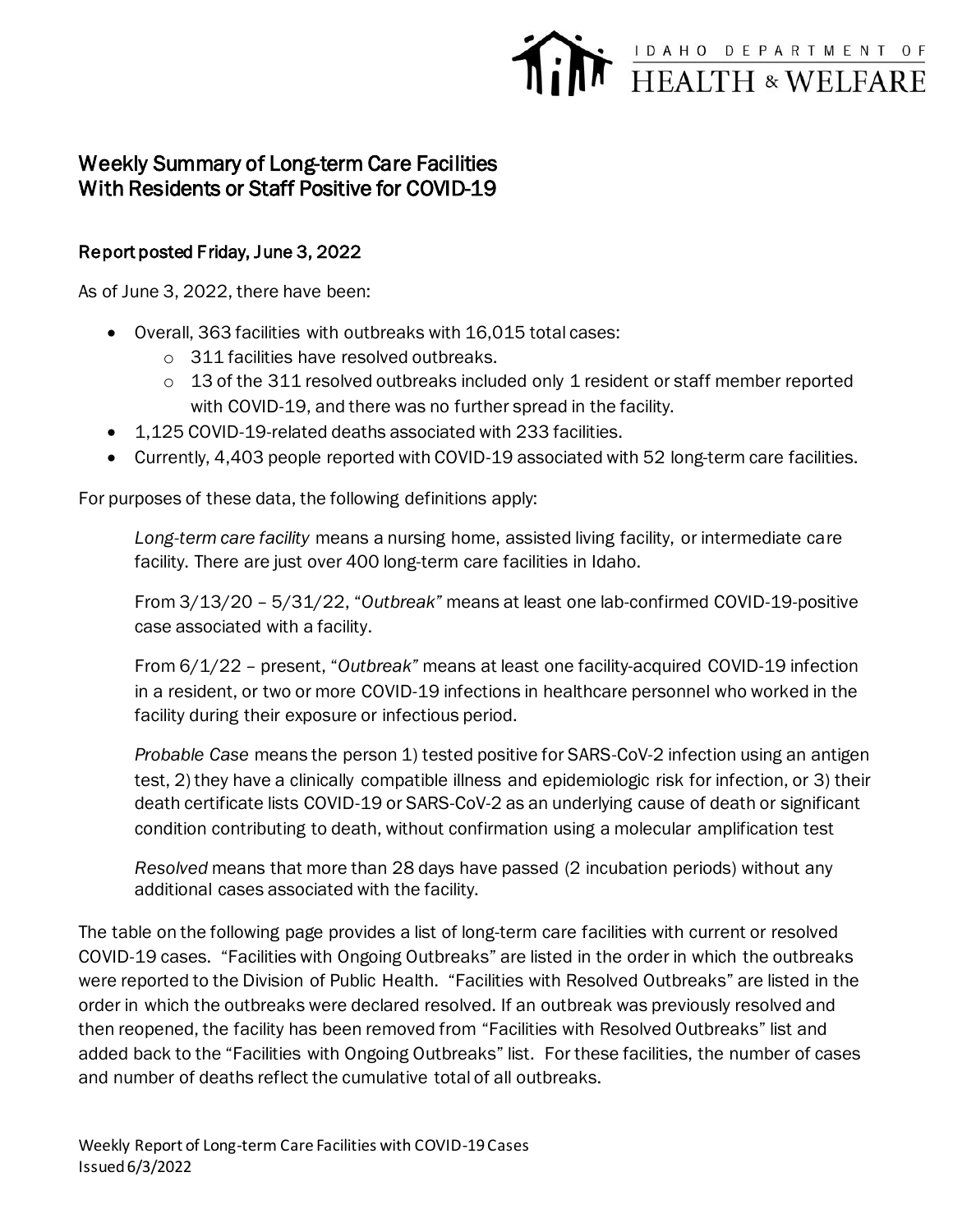IDAHO DEPARTMENT OF HEALTH & WELFARE

# Weekly Summary of Long-term Care Facilities With Residents or Staff Positive for COVID-19

## Report posted Friday, June 3, 2022

As of June 3, 2022, there have been:

- Overall, 363 facilities with outbreaks with 16,015 total cases:
  - 311 facilities have resolved outbreaks.
  - 13 of the 311 resolved outbreaks included only 1 resident or staff member reported with COVID-19, and there was no further spread in the facility.
- 1,125 COVID-19-related deaths associated with 233 facilities.
- Currently, 4,403 people reported with COVID-19 associated with 52 long-term care facilities.

For purposes of these data, the following definitions apply:

> *Long-term care facility* means a nursing home, assisted living facility, or intermediate care facility. There are just over 400 long-term care facilities in Idaho.
>
> From 3/13/20 – 5/31/22, "*Outbreak*" means at least one lab-confirmed COVID-19-positive case associated with a facility.
>
> From 6/1/22 – present, "*Outbreak*" means at least one facility-acquired COVID-19 infection in a resident, or two or more COVID-19 infections in healthcare personnel who worked in the facility during their exposure or infectious period.
>
> *Probable Case* means the person 1) tested positive for SARS-CoV-2 infection using an antigen test, 2) they have a clinically compatible illness and epidemiologic risk for infection, or 3) their death certificate lists COVID-19 or SARS-CoV-2 as an underlying cause of death or significant condition contributing to death, without confirmation using a molecular amplification test
>
> *Resolved* means that more than 28 days have passed (2 incubation periods) without any additional cases associated with the facility.

The table on the following page provides a list of long-term care facilities with current or resolved COVID-19 cases. "Facilities with Ongoing Outbreaks" are listed in the order in which the outbreaks were reported to the Division of Public Health. "Facilities with Resolved Outbreaks" are listed in the order in which the outbreaks were declared resolved. If an outbreak was previously resolved and then reopened, the facility has been removed from "Facilities with Resolved Outbreaks" list and added back to the "Facilities with Ongoing Outbreaks" list. For these facilities, the number of cases and number of deaths reflect the cumulative total of all outbreaks.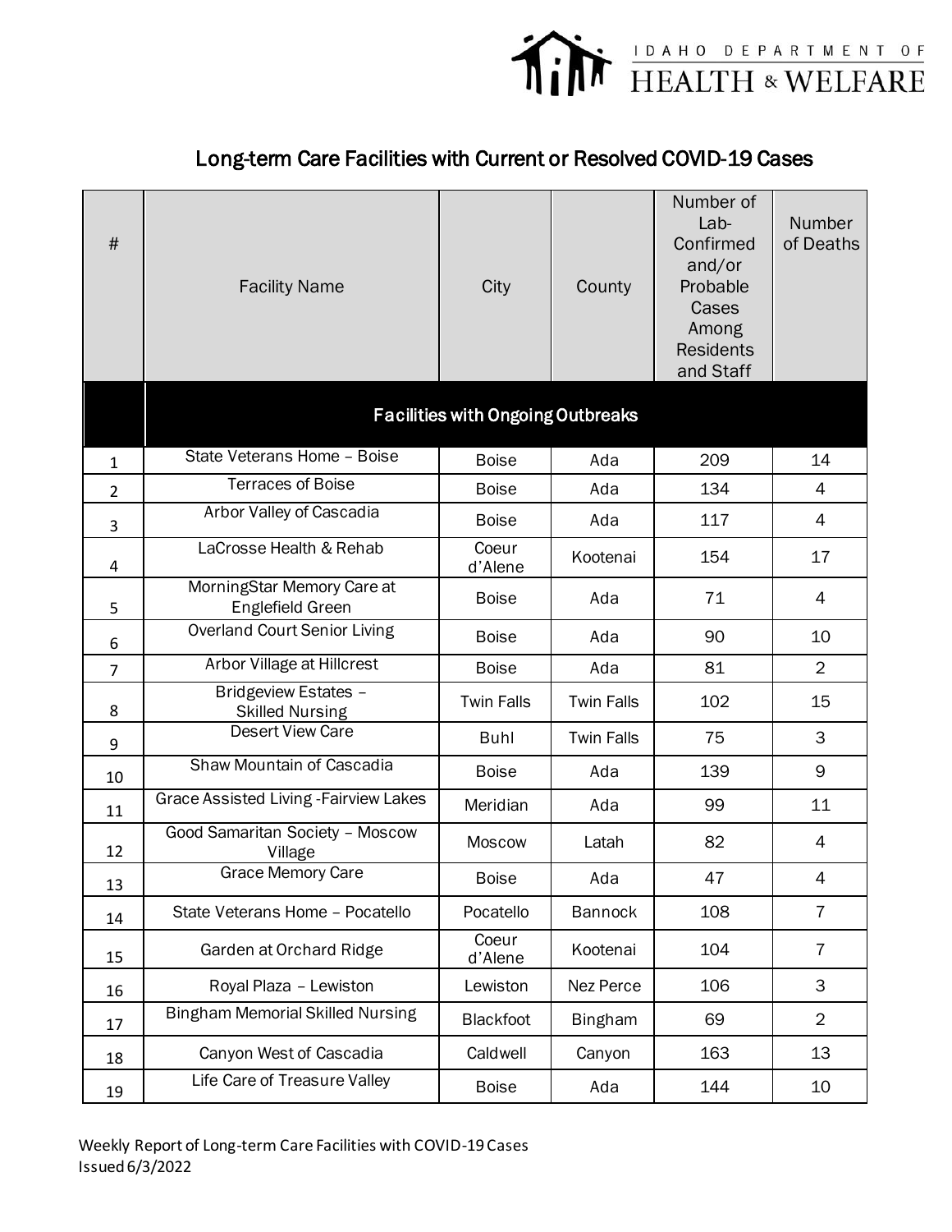# Long-term Care Facilities with Current or Resolved COVID-19 Cases

| # | Facility Name | City | County | Number of Lab-Confirmed and/or Probable Cases Among Residents and Staff | Number of Deaths |
|---|---|---|---|---|---|
| | **Facilities with Ongoing Outbreaks** | | | | |
| 1 | State Veterans Home – Boise | Boise | Ada | 209 | 14 |
| 2 | Terraces of Boise | Boise | Ada | 134 | 4 |
| 3 | Arbor Valley of Cascadia | Boise | Ada | 117 | 4 |
| 4 | LaCrosse Health & Rehab | Coeur d'Alene | Kootenai | 154 | 17 |
| 5 | MorningStar Memory Care at Englefield Green | Boise | Ada | 71 | 4 |
| 6 | Overland Court Senior Living | Boise | Ada | 90 | 10 |
| 7 | Arbor Village at Hillcrest | Boise | Ada | 81 | 2 |
| 8 | Bridgeview Estates – Skilled Nursing | Twin Falls | Twin Falls | 102 | 15 |
| 9 | Desert View Care | Buhl | Twin Falls | 75 | 3 |
| 10 | Shaw Mountain of Cascadia | Boise | Ada | 139 | 9 |
| 11 | Grace Assisted Living -Fairview Lakes | Meridian | Ada | 99 | 11 |
| 12 | Good Samaritan Society – Moscow Village | Moscow | Latah | 82 | 4 |
| 13 | Grace Memory Care | Boise | Ada | 47 | 4 |
| 14 | State Veterans Home – Pocatello | Pocatello | Bannock | 108 | 7 |
| 15 | Garden at Orchard Ridge | Coeur d'Alene | Kootenai | 104 | 7 |
| 16 | Royal Plaza – Lewiston | Lewiston | Nez Perce | 106 | 3 |
| 17 | Bingham Memorial Skilled Nursing | Blackfoot | Bingham | 69 | 2 |
| 18 | Canyon West of Cascadia | Caldwell | Canyon | 163 | 13 |
| 19 | Life Care of Treasure Valley | Boise | Ada | 144 | 10 |

Weekly Report of Long-term Care Facilities with COVID-19 Cases
Issued 6/3/2022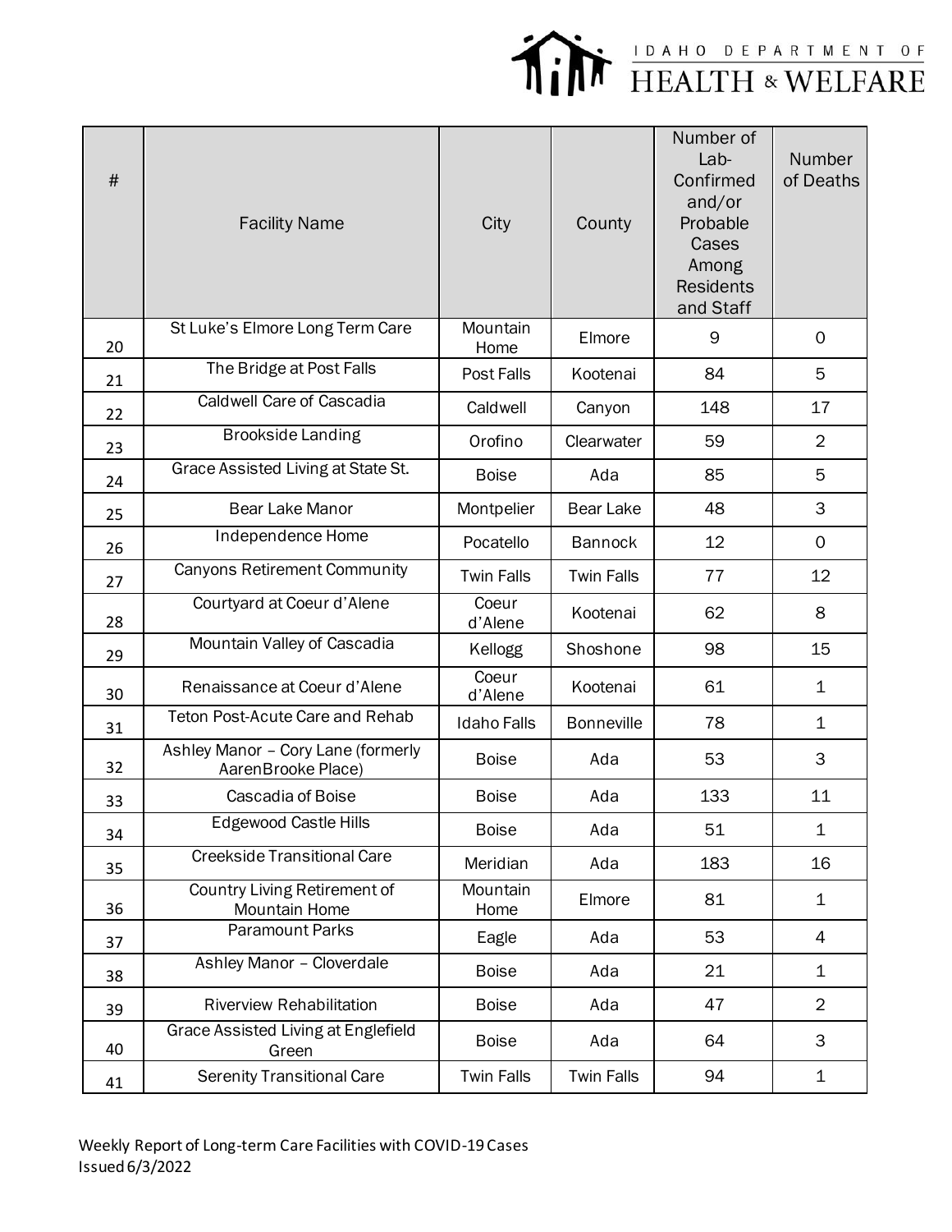| # | Facility Name | City | County | Number of Lab-Confirmed and/or Probable Cases Among Residents and Staff | Number of Deaths |
|---|---|---|---|---|---|
| 20 | St Luke's Elmore Long Term Care | Mountain Home | Elmore | 9 | 0 |
| 21 | The Bridge at Post Falls | Post Falls | Kootenai | 84 | 5 |
| 22 | Caldwell Care of Cascadia | Caldwell | Canyon | 148 | 17 |
| 23 | Brookside Landing | Orofino | Clearwater | 59 | 2 |
| 24 | Grace Assisted Living at State St. | Boise | Ada | 85 | 5 |
| 25 | Bear Lake Manor | Montpelier | Bear Lake | 48 | 3 |
| 26 | Independence Home | Pocatello | Bannock | 12 | 0 |
| 27 | Canyons Retirement Community | Twin Falls | Twin Falls | 77 | 12 |
| 28 | Courtyard at Coeur d'Alene | Coeur d'Alene | Kootenai | 62 | 8 |
| 29 | Mountain Valley of Cascadia | Kellogg | Shoshone | 98 | 15 |
| 30 | Renaissance at Coeur d'Alene | Coeur d'Alene | Kootenai | 61 | 1 |
| 31 | Teton Post-Acute Care and Rehab | Idaho Falls | Bonneville | 78 | 1 |
| 32 | Ashley Manor – Cory Lane (formerly AarenBrooke Place) | Boise | Ada | 53 | 3 |
| 33 | Cascadia of Boise | Boise | Ada | 133 | 11 |
| 34 | Edgewood Castle Hills | Boise | Ada | 51 | 1 |
| 35 | Creekside Transitional Care | Meridian | Ada | 183 | 16 |
| 36 | Country Living Retirement of Mountain Home | Mountain Home | Elmore | 81 | 1 |
| 37 | Paramount Parks | Eagle | Ada | 53 | 4 |
| 38 | Ashley Manor – Cloverdale | Boise | Ada | 21 | 1 |
| 39 | Riverview Rehabilitation | Boise | Ada | 47 | 2 |
| 40 | Grace Assisted Living at Englefield Green | Boise | Ada | 64 | 3 |
| 41 | Serenity Transitional Care | Twin Falls | Twin Falls | 94 | 1 |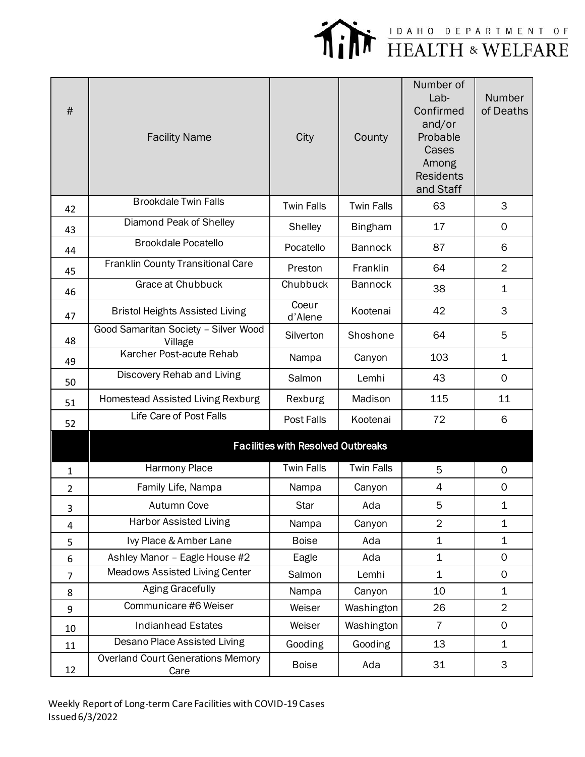| # | Facility Name | City | County | Number of Lab-Confirmed and/or Probable Cases Among Residents and Staff | Number of Deaths |
|---|---|---|---|---|---|
| 42 | Brookdale Twin Falls | Twin Falls | Twin Falls | 63 | 3 |
| 43 | Diamond Peak of Shelley | Shelley | Bingham | 17 | 0 |
| 44 | Brookdale Pocatello | Pocatello | Bannock | 87 | 6 |
| 45 | Franklin County Transitional Care | Preston | Franklin | 64 | 2 |
| 46 | Grace at Chubbuck | Chubbuck | Bannock | 38 | 1 |
| 47 | Bristol Heights Assisted Living | Coeur d'Alene | Kootenai | 42 | 3 |
| 48 | Good Samaritan Society – Silver Wood Village | Silverton | Shoshone | 64 | 5 |
| 49 | Karcher Post-acute Rehab | Nampa | Canyon | 103 | 1 |
| 50 | Discovery Rehab and Living | Salmon | Lemhi | 43 | 0 |
| 51 | Homestead Assisted Living Rexburg | Rexburg | Madison | 115 | 11 |
| 52 | Life Care of Post Falls | Post Falls | Kootenai | 72 | 6 |
| | **Facilities with Resolved Outbreaks** | | | | |
| 1 | Harmony Place | Twin Falls | Twin Falls | 5 | 0 |
| 2 | Family Life, Nampa | Nampa | Canyon | 4 | 0 |
| 3 | Autumn Cove | Star | Ada | 5 | 1 |
| 4 | Harbor Assisted Living | Nampa | Canyon | 2 | 1 |
| 5 | Ivy Place & Amber Lane | Boise | Ada | 1 | 1 |
| 6 | Ashley Manor – Eagle House #2 | Eagle | Ada | 1 | 0 |
| 7 | Meadows Assisted Living Center | Salmon | Lemhi | 1 | 0 |
| 8 | Aging Gracefully | Nampa | Canyon | 10 | 1 |
| 9 | Communicare #6 Weiser | Weiser | Washington | 26 | 2 |
| 10 | Indianhead Estates | Weiser | Washington | 7 | 0 |
| 11 | Desano Place Assisted Living | Gooding | Gooding | 13 | 1 |
| 12 | Overland Court Generations Memory Care | Boise | Ada | 31 | 3 |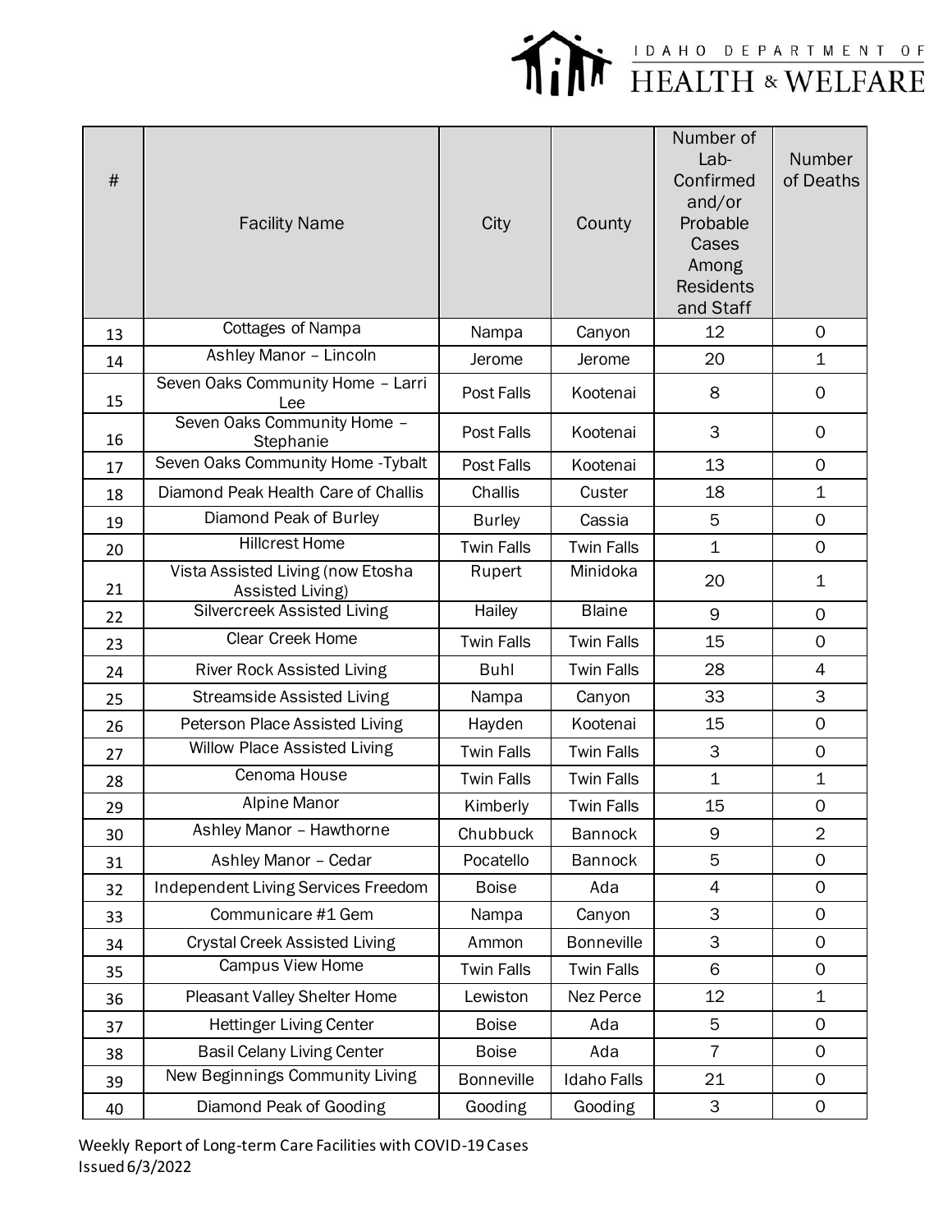| # | Facility Name | City | County | Number of Lab-Confirmed and/or Probable Cases Among Residents and Staff | Number of Deaths |
|---|---|---|---|---|---|
| 13 | Cottages of Nampa | Nampa | Canyon | 12 | 0 |
| 14 | Ashley Manor – Lincoln | Jerome | Jerome | 20 | 1 |
| 15 | Seven Oaks Community Home – Larri Lee | Post Falls | Kootenai | 8 | 0 |
| 16 | Seven Oaks Community Home – Stephanie | Post Falls | Kootenai | 3 | 0 |
| 17 | Seven Oaks Community Home -Tybalt | Post Falls | Kootenai | 13 | 0 |
| 18 | Diamond Peak Health Care of Challis | Challis | Custer | 18 | 1 |
| 19 | Diamond Peak of Burley | Burley | Cassia | 5 | 0 |
| 20 | Hillcrest Home | Twin Falls | Twin Falls | 1 | 0 |
| 21 | Vista Assisted Living (now Etosha Assisted Living) | Rupert | Minidoka | 20 | 1 |
| 22 | Silvercreek Assisted Living | Hailey | Blaine | 9 | 0 |
| 23 | Clear Creek Home | Twin Falls | Twin Falls | 15 | 0 |
| 24 | River Rock Assisted Living | Buhl | Twin Falls | 28 | 4 |
| 25 | Streamside Assisted Living | Nampa | Canyon | 33 | 3 |
| 26 | Peterson Place Assisted Living | Hayden | Kootenai | 15 | 0 |
| 27 | Willow Place Assisted Living | Twin Falls | Twin Falls | 3 | 0 |
| 28 | Cenoma House | Twin Falls | Twin Falls | 1 | 1 |
| 29 | Alpine Manor | Kimberly | Twin Falls | 15 | 0 |
| 30 | Ashley Manor – Hawthorne | Chubbuck | Bannock | 9 | 2 |
| 31 | Ashley Manor – Cedar | Pocatello | Bannock | 5 | 0 |
| 32 | Independent Living Services Freedom | Boise | Ada | 4 | 0 |
| 33 | Communicare #1 Gem | Nampa | Canyon | 3 | 0 |
| 34 | Crystal Creek Assisted Living | Ammon | Bonneville | 3 | 0 |
| 35 | Campus View Home | Twin Falls | Twin Falls | 6 | 0 |
| 36 | Pleasant Valley Shelter Home | Lewiston | Nez Perce | 12 | 1 |
| 37 | Hettinger Living Center | Boise | Ada | 5 | 0 |
| 38 | Basil Celany Living Center | Boise | Ada | 7 | 0 |
| 39 | New Beginnings Community Living | Bonneville | Idaho Falls | 21 | 0 |
| 40 | Diamond Peak of Gooding | Gooding | Gooding | 3 | 0 |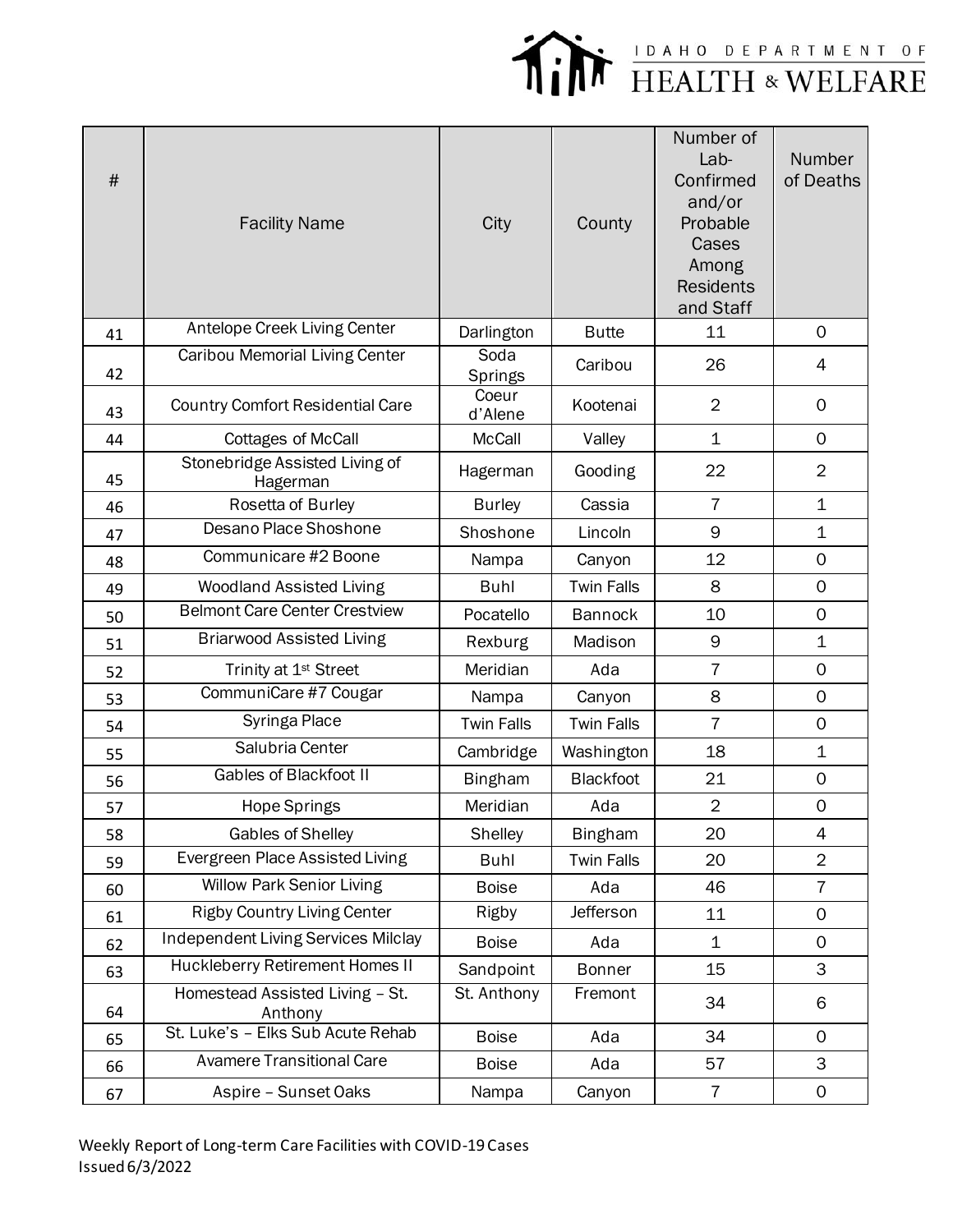| # | Facility Name | City | County | Number of Lab-Confirmed and/or Probable Cases Among Residents and Staff | Number of Deaths |
|---|---|---|---|---|---|
| 41 | Antelope Creek Living Center | Darlington | Butte | 11 | 0 |
| 42 | Caribou Memorial Living Center | Soda Springs | Caribou | 26 | 4 |
| 43 | Country Comfort Residential Care | Coeur d'Alene | Kootenai | 2 | 0 |
| 44 | Cottages of McCall | McCall | Valley | 1 | 0 |
| 45 | Stonebridge Assisted Living of Hagerman | Hagerman | Gooding | 22 | 2 |
| 46 | Rosetta of Burley | Burley | Cassia | 7 | 1 |
| 47 | Desano Place Shoshone | Shoshone | Lincoln | 9 | 1 |
| 48 | Communicare #2 Boone | Nampa | Canyon | 12 | 0 |
| 49 | Woodland Assisted Living | Buhl | Twin Falls | 8 | 0 |
| 50 | Belmont Care Center Crestview | Pocatello | Bannock | 10 | 0 |
| 51 | Briarwood Assisted Living | Rexburg | Madison | 9 | 1 |
| 52 | Trinity at 1st Street | Meridian | Ada | 7 | 0 |
| 53 | CommuniCare #7 Cougar | Nampa | Canyon | 8 | 0 |
| 54 | Syringa Place | Twin Falls | Twin Falls | 7 | 0 |
| 55 | Salubria Center | Cambridge | Washington | 18 | 1 |
| 56 | Gables of Blackfoot II | Bingham | Blackfoot | 21 | 0 |
| 57 | Hope Springs | Meridian | Ada | 2 | 0 |
| 58 | Gables of Shelley | Shelley | Bingham | 20 | 4 |
| 59 | Evergreen Place Assisted Living | Buhl | Twin Falls | 20 | 2 |
| 60 | Willow Park Senior Living | Boise | Ada | 46 | 7 |
| 61 | Rigby Country Living Center | Rigby | Jefferson | 11 | 0 |
| 62 | Independent Living Services Milclay | Boise | Ada | 1 | 0 |
| 63 | Huckleberry Retirement Homes II | Sandpoint | Bonner | 15 | 3 |
| 64 | Homestead Assisted Living – St. Anthony | St. Anthony | Fremont | 34 | 6 |
| 65 | St. Luke's – Elks Sub Acute Rehab | Boise | Ada | 34 | 0 |
| 66 | Avamere Transitional Care | Boise | Ada | 57 | 3 |
| 67 | Aspire – Sunset Oaks | Nampa | Canyon | 7 | 0 |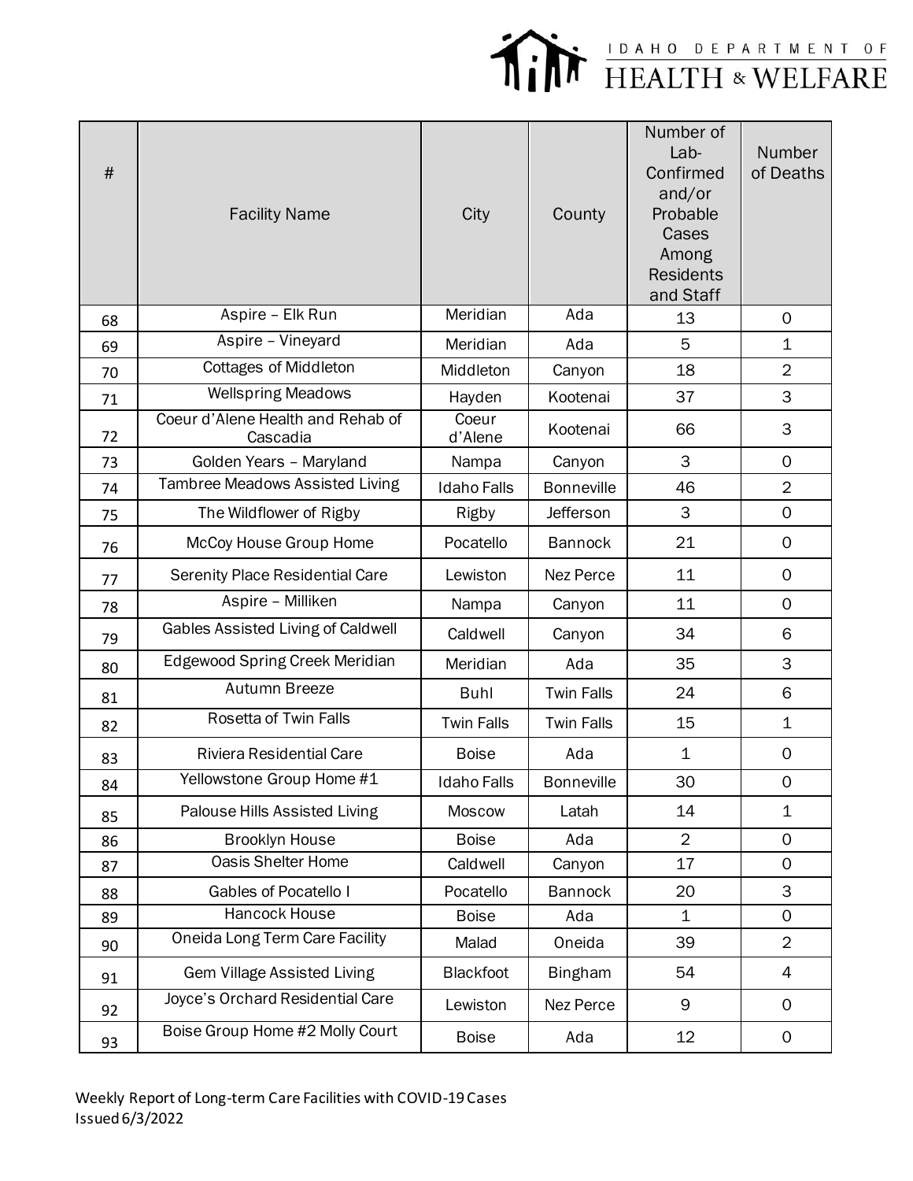| # | Facility Name | City | County | Number of Lab-Confirmed and/or Probable Cases Among Residents and Staff | Number of Deaths |
|---|---|---|---|---|---|
| 68 | Aspire – Elk Run | Meridian | Ada | 13 | 0 |
| 69 | Aspire – Vineyard | Meridian | Ada | 5 | 1 |
| 70 | Cottages of Middleton | Middleton | Canyon | 18 | 2 |
| 71 | Wellspring Meadows | Hayden | Kootenai | 37 | 3 |
| 72 | Coeur d'Alene Health and Rehab of Cascadia | Coeur d'Alene | Kootenai | 66 | 3 |
| 73 | Golden Years – Maryland | Nampa | Canyon | 3 | 0 |
| 74 | Tambree Meadows Assisted Living | Idaho Falls | Bonneville | 46 | 2 |
| 75 | The Wildflower of Rigby | Rigby | Jefferson | 3 | 0 |
| 76 | McCoy House Group Home | Pocatello | Bannock | 21 | 0 |
| 77 | Serenity Place Residential Care | Lewiston | Nez Perce | 11 | 0 |
| 78 | Aspire – Milliken | Nampa | Canyon | 11 | 0 |
| 79 | Gables Assisted Living of Caldwell | Caldwell | Canyon | 34 | 6 |
| 80 | Edgewood Spring Creek Meridian | Meridian | Ada | 35 | 3 |
| 81 | Autumn Breeze | Buhl | Twin Falls | 24 | 6 |
| 82 | Rosetta of Twin Falls | Twin Falls | Twin Falls | 15 | 1 |
| 83 | Riviera Residential Care | Boise | Ada | 1 | 0 |
| 84 | Yellowstone Group Home #1 | Idaho Falls | Bonneville | 30 | 0 |
| 85 | Palouse Hills Assisted Living | Moscow | Latah | 14 | 1 |
| 86 | Brooklyn House | Boise | Ada | 2 | 0 |
| 87 | Oasis Shelter Home | Caldwell | Canyon | 17 | 0 |
| 88 | Gables of Pocatello I | Pocatello | Bannock | 20 | 3 |
| 89 | Hancock House | Boise | Ada | 1 | 0 |
| 90 | Oneida Long Term Care Facility | Malad | Oneida | 39 | 2 |
| 91 | Gem Village Assisted Living | Blackfoot | Bingham | 54 | 4 |
| 92 | Joyce's Orchard Residential Care | Lewiston | Nez Perce | 9 | 0 |
| 93 | Boise Group Home #2 Molly Court | Boise | Ada | 12 | 0 |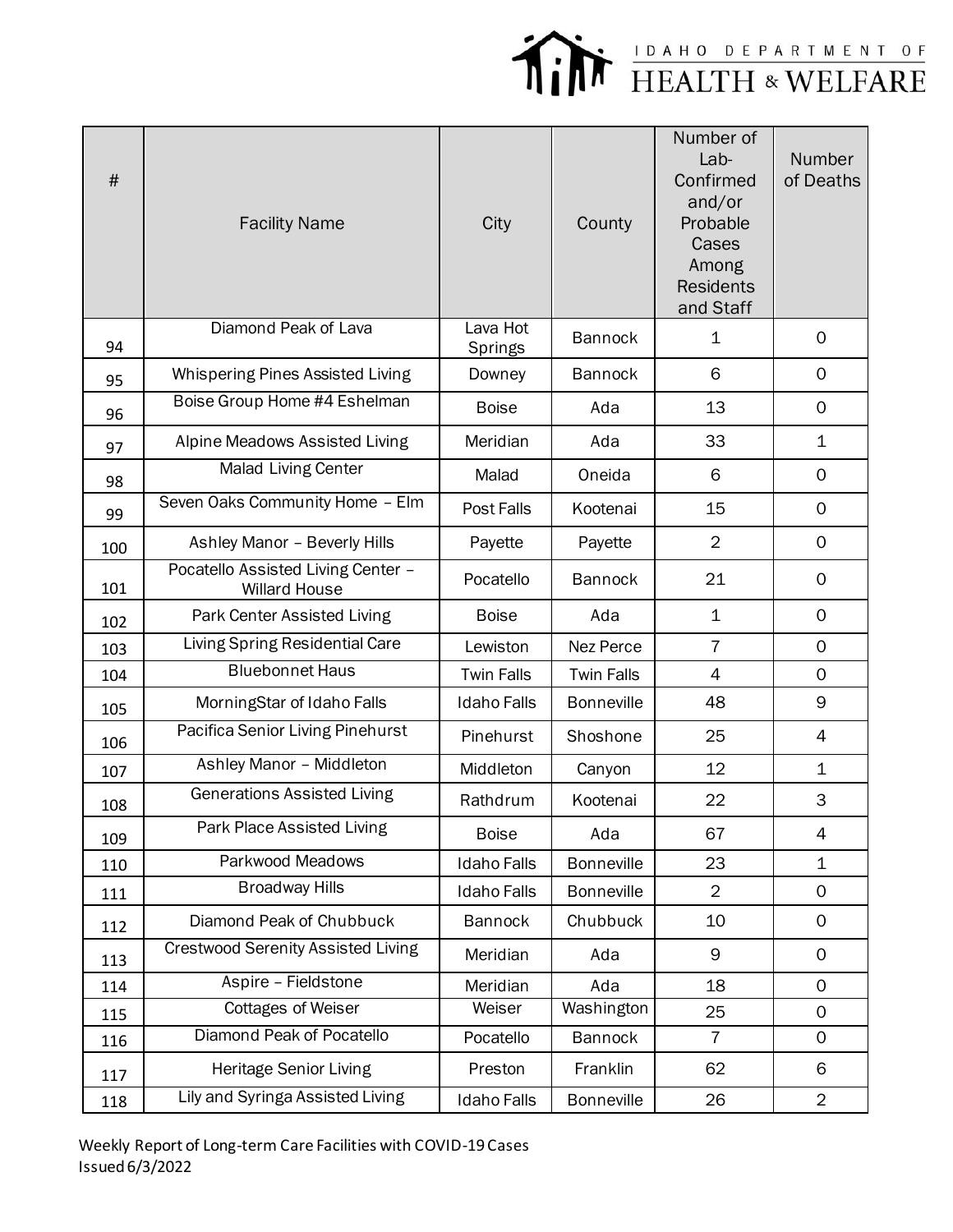| # | Facility Name | City | County | Number of Lab-Confirmed and/or Probable Cases Among Residents and Staff | Number of Deaths |
|---|---|---|---|---|---|
| 94 | Diamond Peak of Lava | Lava Hot Springs | Bannock | 1 | 0 |
| 95 | Whispering Pines Assisted Living | Downey | Bannock | 6 | 0 |
| 96 | Boise Group Home #4 Eshelman | Boise | Ada | 13 | 0 |
| 97 | Alpine Meadows Assisted Living | Meridian | Ada | 33 | 1 |
| 98 | Malad Living Center | Malad | Oneida | 6 | 0 |
| 99 | Seven Oaks Community Home – Elm | Post Falls | Kootenai | 15 | 0 |
| 100 | Ashley Manor – Beverly Hills | Payette | Payette | 2 | 0 |
| 101 | Pocatello Assisted Living Center – Willard House | Pocatello | Bannock | 21 | 0 |
| 102 | Park Center Assisted Living | Boise | Ada | 1 | 0 |
| 103 | Living Spring Residential Care | Lewiston | Nez Perce | 7 | 0 |
| 104 | Bluebonnet Haus | Twin Falls | Twin Falls | 4 | 0 |
| 105 | MorningStar of Idaho Falls | Idaho Falls | Bonneville | 48 | 9 |
| 106 | Pacifica Senior Living Pinehurst | Pinehurst | Shoshone | 25 | 4 |
| 107 | Ashley Manor – Middleton | Middleton | Canyon | 12 | 1 |
| 108 | Generations Assisted Living | Rathdrum | Kootenai | 22 | 3 |
| 109 | Park Place Assisted Living | Boise | Ada | 67 | 4 |
| 110 | Parkwood Meadows | Idaho Falls | Bonneville | 23 | 1 |
| 111 | Broadway Hills | Idaho Falls | Bonneville | 2 | 0 |
| 112 | Diamond Peak of Chubbuck | Bannock | Chubbuck | 10 | 0 |
| 113 | Crestwood Serenity Assisted Living | Meridian | Ada | 9 | 0 |
| 114 | Aspire – Fieldstone | Meridian | Ada | 18 | 0 |
| 115 | Cottages of Weiser | Weiser | Washington | 25 | 0 |
| 116 | Diamond Peak of Pocatello | Pocatello | Bannock | 7 | 0 |
| 117 | Heritage Senior Living | Preston | Franklin | 62 | 6 |
| 118 | Lily and Syringa Assisted Living | Idaho Falls | Bonneville | 26 | 2 |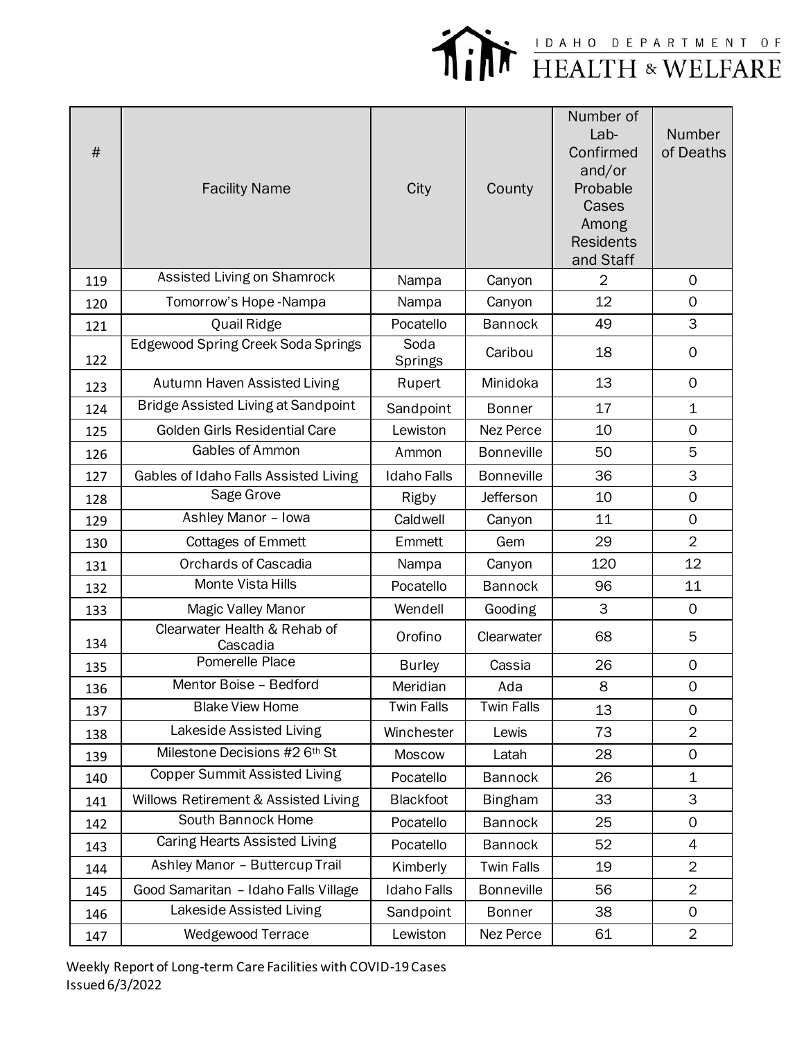| # | Facility Name | City | County | Number of Lab-Confirmed and/or Probable Cases Among Residents and Staff | Number of Deaths |
|---|---|---|---|---|---|
| 119 | Assisted Living on Shamrock | Nampa | Canyon | 2 | 0 |
| 120 | Tomorrow's Hope -Nampa | Nampa | Canyon | 12 | 0 |
| 121 | Quail Ridge | Pocatello | Bannock | 49 | 3 |
| 122 | Edgewood Spring Creek Soda Springs | Soda Springs | Caribou | 18 | 0 |
| 123 | Autumn Haven Assisted Living | Rupert | Minidoka | 13 | 0 |
| 124 | Bridge Assisted Living at Sandpoint | Sandpoint | Bonner | 17 | 1 |
| 125 | Golden Girls Residential Care | Lewiston | Nez Perce | 10 | 0 |
| 126 | Gables of Ammon | Ammon | Bonneville | 50 | 5 |
| 127 | Gables of Idaho Falls Assisted Living | Idaho Falls | Bonneville | 36 | 3 |
| 128 | Sage Grove | Rigby | Jefferson | 10 | 0 |
| 129 | Ashley Manor – Iowa | Caldwell | Canyon | 11 | 0 |
| 130 | Cottages of Emmett | Emmett | Gem | 29 | 2 |
| 131 | Orchards of Cascadia | Nampa | Canyon | 120 | 12 |
| 132 | Monte Vista Hills | Pocatello | Bannock | 96 | 11 |
| 133 | Magic Valley Manor | Wendell | Gooding | 3 | 0 |
| 134 | Clearwater Health & Rehab of Cascadia | Orofino | Clearwater | 68 | 5 |
| 135 | Pomerelle Place | Burley | Cassia | 26 | 0 |
| 136 | Mentor Boise – Bedford | Meridian | Ada | 8 | 0 |
| 137 | Blake View Home | Twin Falls | Twin Falls | 13 | 0 |
| 138 | Lakeside Assisted Living | Winchester | Lewis | 73 | 2 |
| 139 | Milestone Decisions #2 6th St | Moscow | Latah | 28 | 0 |
| 140 | Copper Summit Assisted Living | Pocatello | Bannock | 26 | 1 |
| 141 | Willows Retirement & Assisted Living | Blackfoot | Bingham | 33 | 3 |
| 142 | South Bannock Home | Pocatello | Bannock | 25 | 0 |
| 143 | Caring Hearts Assisted Living | Pocatello | Bannock | 52 | 4 |
| 144 | Ashley Manor – Buttercup Trail | Kimberly | Twin Falls | 19 | 2 |
| 145 | Good Samaritan – Idaho Falls Village | Idaho Falls | Bonneville | 56 | 2 |
| 146 | Lakeside Assisted Living | Sandpoint | Bonner | 38 | 0 |
| 147 | Wedgewood Terrace | Lewiston | Nez Perce | 61 | 2 |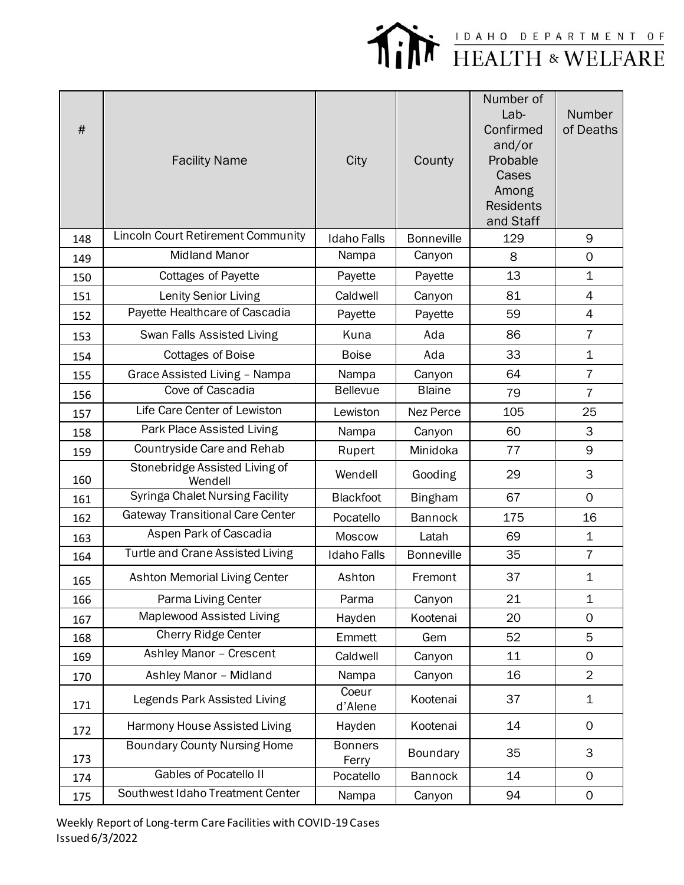| # | Facility Name | City | County | Number of Lab-Confirmed and/or Probable Cases Among Residents and Staff | Number of Deaths |
|---|---|---|---|---|---|
| 148 | Lincoln Court Retirement Community | Idaho Falls | Bonneville | 129 | 9 |
| 149 | Midland Manor | Nampa | Canyon | 8 | 0 |
| 150 | Cottages of Payette | Payette | Payette | 13 | 1 |
| 151 | Lenity Senior Living | Caldwell | Canyon | 81 | 4 |
| 152 | Payette Healthcare of Cascadia | Payette | Payette | 59 | 4 |
| 153 | Swan Falls Assisted Living | Kuna | Ada | 86 | 7 |
| 154 | Cottages of Boise | Boise | Ada | 33 | 1 |
| 155 | Grace Assisted Living – Nampa | Nampa | Canyon | 64 | 7 |
| 156 | Cove of Cascadia | Bellevue | Blaine | 79 | 7 |
| 157 | Life Care Center of Lewiston | Lewiston | Nez Perce | 105 | 25 |
| 158 | Park Place Assisted Living | Nampa | Canyon | 60 | 3 |
| 159 | Countryside Care and Rehab | Rupert | Minidoka | 77 | 9 |
| 160 | Stonebridge Assisted Living of Wendell | Wendell | Gooding | 29 | 3 |
| 161 | Syringa Chalet Nursing Facility | Blackfoot | Bingham | 67 | 0 |
| 162 | Gateway Transitional Care Center | Pocatello | Bannock | 175 | 16 |
| 163 | Aspen Park of Cascadia | Moscow | Latah | 69 | 1 |
| 164 | Turtle and Crane Assisted Living | Idaho Falls | Bonneville | 35 | 7 |
| 165 | Ashton Memorial Living Center | Ashton | Fremont | 37 | 1 |
| 166 | Parma Living Center | Parma | Canyon | 21 | 1 |
| 167 | Maplewood Assisted Living | Hayden | Kootenai | 20 | 0 |
| 168 | Cherry Ridge Center | Emmett | Gem | 52 | 5 |
| 169 | Ashley Manor – Crescent | Caldwell | Canyon | 11 | 0 |
| 170 | Ashley Manor – Midland | Nampa | Canyon | 16 | 2 |
| 171 | Legends Park Assisted Living | Coeur d'Alene | Kootenai | 37 | 1 |
| 172 | Harmony House Assisted Living | Hayden | Kootenai | 14 | 0 |
| 173 | Boundary County Nursing Home | Bonners Ferry | Boundary | 35 | 3 |
| 174 | Gables of Pocatello II | Pocatello | Bannock | 14 | 0 |
| 175 | Southwest Idaho Treatment Center | Nampa | Canyon | 94 | 0 |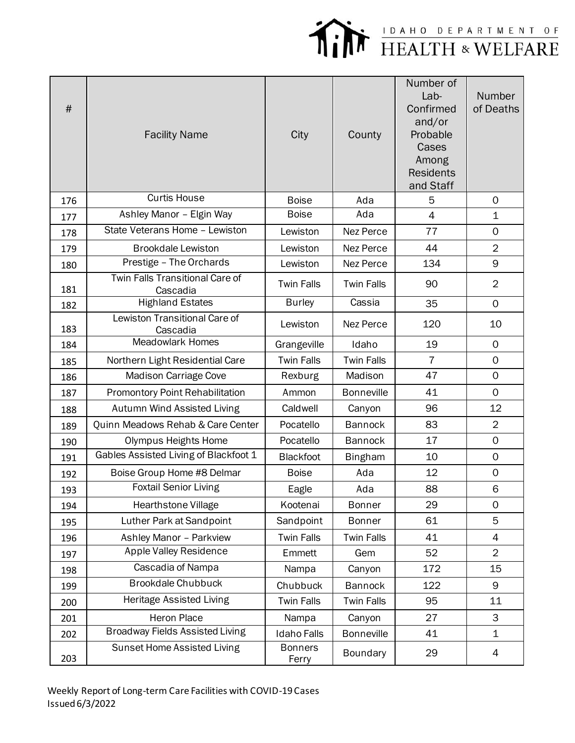| # | Facility Name | City | County | Number of Lab-Confirmed and/or Probable Cases Among Residents and Staff | Number of Deaths |
|---|---|---|---|---|---|
| 176 | Curtis House | Boise | Ada | 5 | 0 |
| 177 | Ashley Manor – Elgin Way | Boise | Ada | 4 | 1 |
| 178 | State Veterans Home – Lewiston | Lewiston | Nez Perce | 77 | 0 |
| 179 | Brookdale Lewiston | Lewiston | Nez Perce | 44 | 2 |
| 180 | Prestige – The Orchards | Lewiston | Nez Perce | 134 | 9 |
| 181 | Twin Falls Transitional Care of Cascadia | Twin Falls | Twin Falls | 90 | 2 |
| 182 | Highland Estates | Burley | Cassia | 35 | 0 |
| 183 | Lewiston Transitional Care of Cascadia | Lewiston | Nez Perce | 120 | 10 |
| 184 | Meadowlark Homes | Grangeville | Idaho | 19 | 0 |
| 185 | Northern Light Residential Care | Twin Falls | Twin Falls | 7 | 0 |
| 186 | Madison Carriage Cove | Rexburg | Madison | 47 | 0 |
| 187 | Promontory Point Rehabilitation | Ammon | Bonneville | 41 | 0 |
| 188 | Autumn Wind Assisted Living | Caldwell | Canyon | 96 | 12 |
| 189 | Quinn Meadows Rehab & Care Center | Pocatello | Bannock | 83 | 2 |
| 190 | Olympus Heights Home | Pocatello | Bannock | 17 | 0 |
| 191 | Gables Assisted Living of Blackfoot 1 | Blackfoot | Bingham | 10 | 0 |
| 192 | Boise Group Home #8 Delmar | Boise | Ada | 12 | 0 |
| 193 | Foxtail Senior Living | Eagle | Ada | 88 | 6 |
| 194 | Hearthstone Village | Kootenai | Bonner | 29 | 0 |
| 195 | Luther Park at Sandpoint | Sandpoint | Bonner | 61 | 5 |
| 196 | Ashley Manor – Parkview | Twin Falls | Twin Falls | 41 | 4 |
| 197 | Apple Valley Residence | Emmett | Gem | 52 | 2 |
| 198 | Cascadia of Nampa | Nampa | Canyon | 172 | 15 |
| 199 | Brookdale Chubbuck | Chubbuck | Bannock | 122 | 9 |
| 200 | Heritage Assisted Living | Twin Falls | Twin Falls | 95 | 11 |
| 201 | Heron Place | Nampa | Canyon | 27 | 3 |
| 202 | Broadway Fields Assisted Living | Idaho Falls | Bonneville | 41 | 1 |
| 203 | Sunset Home Assisted Living | Bonners Ferry | Boundary | 29 | 4 |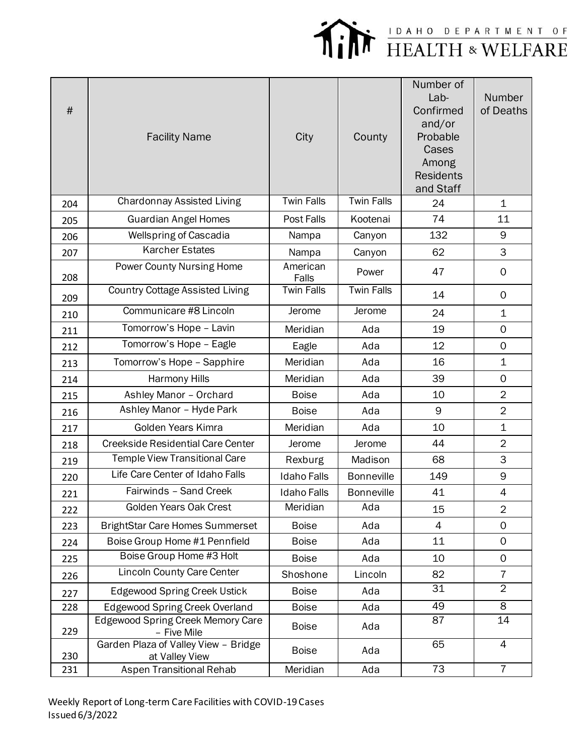| # | Facility Name | City | County | Number of Lab-Confirmed and/or Probable Cases Among Residents and Staff | Number of Deaths |
|---|---|---|---|---|---|
| 204 | Chardonnay Assisted Living | Twin Falls | Twin Falls | 24 | 1 |
| 205 | Guardian Angel Homes | Post Falls | Kootenai | 74 | 11 |
| 206 | Wellspring of Cascadia | Nampa | Canyon | 132 | 9 |
| 207 | Karcher Estates | Nampa | Canyon | 62 | 3 |
| 208 | Power County Nursing Home | American Falls | Power | 47 | 0 |
| 209 | Country Cottage Assisted Living | Twin Falls | Twin Falls | 14 | 0 |
| 210 | Communicare #8 Lincoln | Jerome | Jerome | 24 | 1 |
| 211 | Tomorrow's Hope – Lavin | Meridian | Ada | 19 | 0 |
| 212 | Tomorrow's Hope – Eagle | Eagle | Ada | 12 | 0 |
| 213 | Tomorrow's Hope – Sapphire | Meridian | Ada | 16 | 1 |
| 214 | Harmony Hills | Meridian | Ada | 39 | 0 |
| 215 | Ashley Manor – Orchard | Boise | Ada | 10 | 2 |
| 216 | Ashley Manor – Hyde Park | Boise | Ada | 9 | 2 |
| 217 | Golden Years Kimra | Meridian | Ada | 10 | 1 |
| 218 | Creekside Residential Care Center | Jerome | Jerome | 44 | 2 |
| 219 | Temple View Transitional Care | Rexburg | Madison | 68 | 3 |
| 220 | Life Care Center of Idaho Falls | Idaho Falls | Bonneville | 149 | 9 |
| 221 | Fairwinds – Sand Creek | Idaho Falls | Bonneville | 41 | 4 |
| 222 | Golden Years Oak Crest | Meridian | Ada | 15 | 2 |
| 223 | BrightStar Care Homes Summerset | Boise | Ada | 4 | 0 |
| 224 | Boise Group Home #1 Pennfield | Boise | Ada | 11 | 0 |
| 225 | Boise Group Home #3 Holt | Boise | Ada | 10 | 0 |
| 226 | Lincoln County Care Center | Shoshone | Lincoln | 82 | 7 |
| 227 | Edgewood Spring Creek Ustick | Boise | Ada | 31 | 2 |
| 228 | Edgewood Spring Creek Overland | Boise | Ada | 49 | 8 |
| 229 | Edgewood Spring Creek Memory Care – Five Mile | Boise | Ada | 87 | 14 |
| 230 | Garden Plaza of Valley View – Bridge at Valley View | Boise | Ada | 65 | 4 |
| 231 | Aspen Transitional Rehab | Meridian | Ada | 73 | 7 |

Weekly Report of Long-term Care Facilities with COVID-19 Cases
Issued 6/3/2022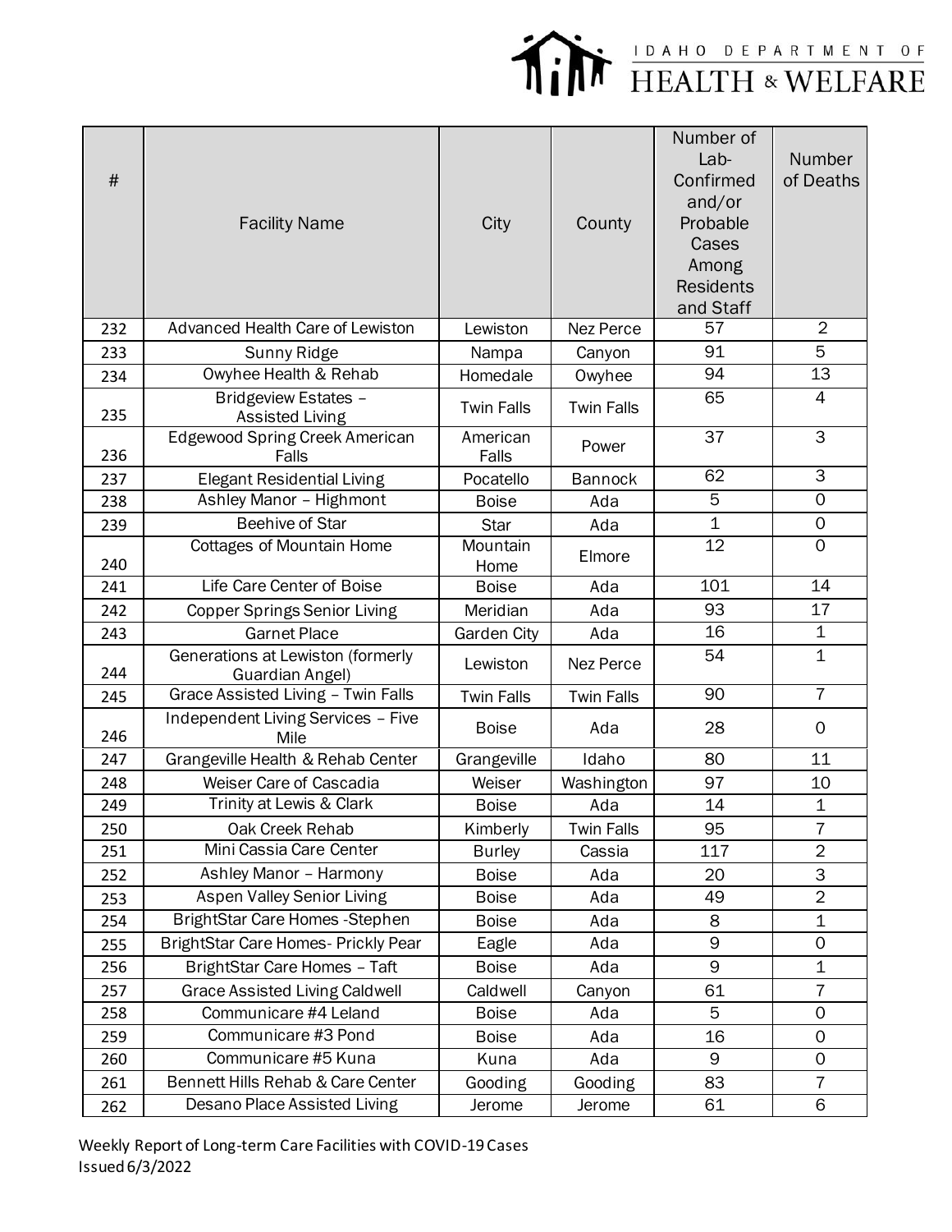IDAHO DEPARTMENT OF HEALTH & WELFARE

| # | Facility Name | City | County | Number of Lab-Confirmed and/or Probable Cases Among Residents and Staff | Number of Deaths |
|---|---|---|---|---|---|
| 232 | Advanced Health Care of Lewiston | Lewiston | Nez Perce | 57 | 2 |
| 233 | Sunny Ridge | Nampa | Canyon | 91 | 5 |
| 234 | Owyhee Health & Rehab | Homedale | Owyhee | 94 | 13 |
| 235 | Bridgeview Estates – Assisted Living | Twin Falls | Twin Falls | 65 | 4 |
| 236 | Edgewood Spring Creek American Falls | American Falls | Power | 37 | 3 |
| 237 | Elegant Residential Living | Pocatello | Bannock | 62 | 3 |
| 238 | Ashley Manor – Highmont | Boise | Ada | 5 | 0 |
| 239 | Beehive of Star | Star | Ada | 1 | 0 |
| 240 | Cottages of Mountain Home | Mountain Home | Elmore | 12 | 0 |
| 241 | Life Care Center of Boise | Boise | Ada | 101 | 14 |
| 242 | Copper Springs Senior Living | Meridian | Ada | 93 | 17 |
| 243 | Garnet Place | Garden City | Ada | 16 | 1 |
| 244 | Generations at Lewiston (formerly Guardian Angel) | Lewiston | Nez Perce | 54 | 1 |
| 245 | Grace Assisted Living – Twin Falls | Twin Falls | Twin Falls | 90 | 7 |
| 246 | Independent Living Services – Five Mile | Boise | Ada | 28 | 0 |
| 247 | Grangeville Health & Rehab Center | Grangeville | Idaho | 80 | 11 |
| 248 | Weiser Care of Cascadia | Weiser | Washington | 97 | 10 |
| 249 | Trinity at Lewis & Clark | Boise | Ada | 14 | 1 |
| 250 | Oak Creek Rehab | Kimberly | Twin Falls | 95 | 7 |
| 251 | Mini Cassia Care Center | Burley | Cassia | 117 | 2 |
| 252 | Ashley Manor – Harmony | Boise | Ada | 20 | 3 |
| 253 | Aspen Valley Senior Living | Boise | Ada | 49 | 2 |
| 254 | BrightStar Care Homes -Stephen | Boise | Ada | 8 | 1 |
| 255 | BrightStar Care Homes- Prickly Pear | Eagle | Ada | 9 | 0 |
| 256 | BrightStar Care Homes – Taft | Boise | Ada | 9 | 1 |
| 257 | Grace Assisted Living Caldwell | Caldwell | Canyon | 61 | 7 |
| 258 | Communicare #4 Leland | Boise | Ada | 5 | 0 |
| 259 | Communicare #3 Pond | Boise | Ada | 16 | 0 |
| 260 | Communicare #5 Kuna | Kuna | Ada | 9 | 0 |
| 261 | Bennett Hills Rehab & Care Center | Gooding | Gooding | 83 | 7 |
| 262 | Desano Place Assisted Living | Jerome | Jerome | 61 | 6 |

Weekly Report of Long-term Care Facilities with COVID-19 Cases
Issued 6/3/2022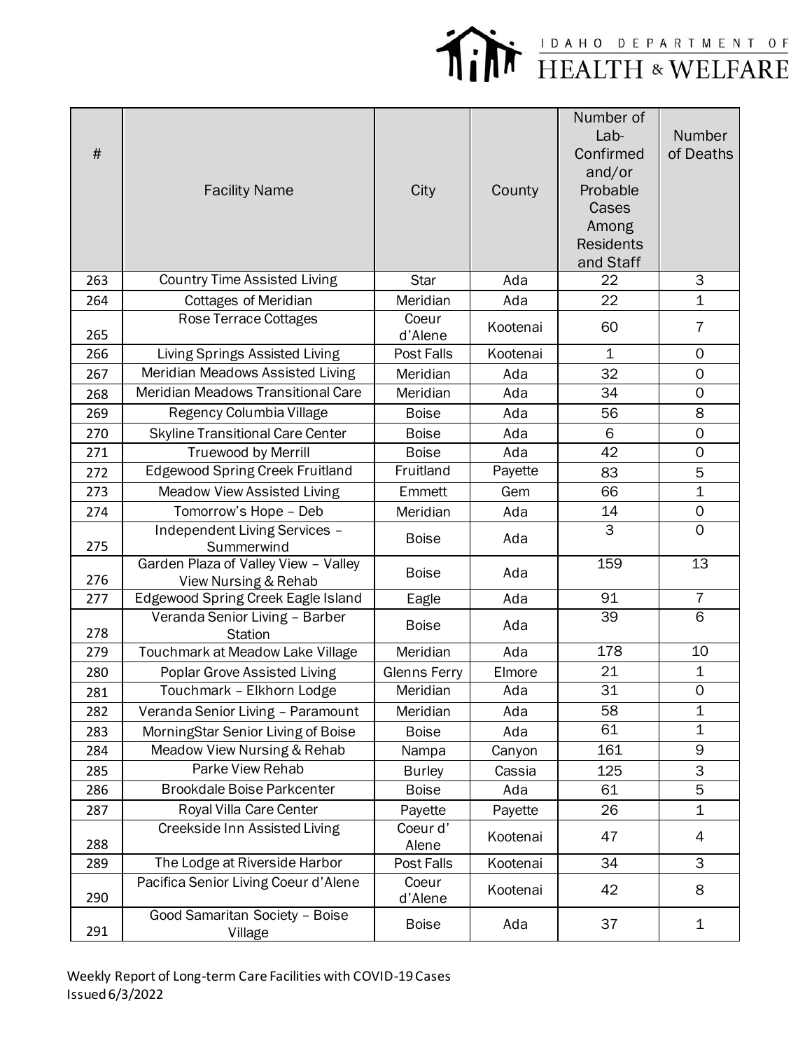| # | Facility Name | City | County | Number of Lab-Confirmed and/or Probable Cases Among Residents and Staff | Number of Deaths |
|---|---|---|---|---|---|
| 263 | Country Time Assisted Living | Star | Ada | 22 | 3 |
| 264 | Cottages of Meridian | Meridian | Ada | 22 | 1 |
| 265 | Rose Terrace Cottages | Coeur d'Alene | Kootenai | 60 | 7 |
| 266 | Living Springs Assisted Living | Post Falls | Kootenai | 1 | 0 |
| 267 | Meridian Meadows Assisted Living | Meridian | Ada | 32 | 0 |
| 268 | Meridian Meadows Transitional Care | Meridian | Ada | 34 | 0 |
| 269 | Regency Columbia Village | Boise | Ada | 56 | 8 |
| 270 | Skyline Transitional Care Center | Boise | Ada | 6 | 0 |
| 271 | Truewood by Merrill | Boise | Ada | 42 | 0 |
| 272 | Edgewood Spring Creek Fruitland | Fruitland | Payette | 83 | 5 |
| 273 | Meadow View Assisted Living | Emmett | Gem | 66 | 1 |
| 274 | Tomorrow's Hope – Deb | Meridian | Ada | 14 | 0 |
| 275 | Independent Living Services – Summerwind | Boise | Ada | 3 | 0 |
| 276 | Garden Plaza of Valley View – Valley View Nursing & Rehab | Boise | Ada | 159 | 13 |
| 277 | Edgewood Spring Creek Eagle Island | Eagle | Ada | 91 | 7 |
| 278 | Veranda Senior Living – Barber Station | Boise | Ada | 39 | 6 |
| 279 | Touchmark at Meadow Lake Village | Meridian | Ada | 178 | 10 |
| 280 | Poplar Grove Assisted Living | Glenns Ferry | Elmore | 21 | 1 |
| 281 | Touchmark – Elkhorn Lodge | Meridian | Ada | 31 | 0 |
| 282 | Veranda Senior Living – Paramount | Meridian | Ada | 58 | 1 |
| 283 | MorningStar Senior Living of Boise | Boise | Ada | 61 | 1 |
| 284 | Meadow View Nursing & Rehab | Nampa | Canyon | 161 | 9 |
| 285 | Parke View Rehab | Burley | Cassia | 125 | 3 |
| 286 | Brookdale Boise Parkcenter | Boise | Ada | 61 | 5 |
| 287 | Royal Villa Care Center | Payette | Payette | 26 | 1 |
| 288 | Creekside Inn Assisted Living | Coeur d' Alene | Kootenai | 47 | 4 |
| 289 | The Lodge at Riverside Harbor | Post Falls | Kootenai | 34 | 3 |
| 290 | Pacifica Senior Living Coeur d'Alene | Coeur d'Alene | Kootenai | 42 | 8 |
| 291 | Good Samaritan Society – Boise Village | Boise | Ada | 37 | 1 |

Weekly Report of Long-term Care Facilities with COVID-19 Cases
Issued 6/3/2022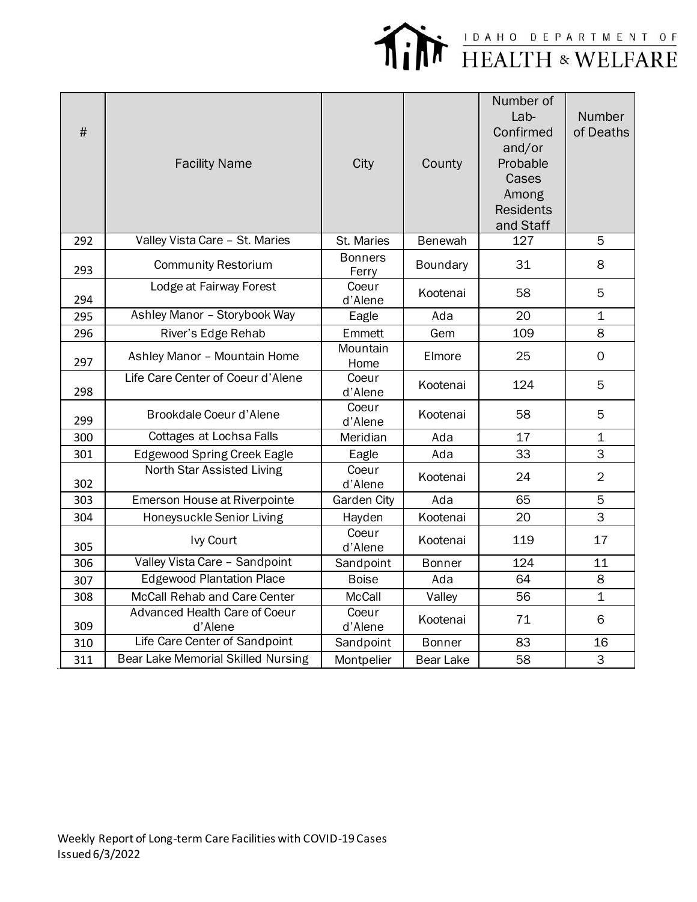| # | Facility Name | City | County | Number of Lab-Confirmed and/or Probable Cases Among Residents and Staff | Number of Deaths |
|---|---|---|---|---|---|
| 292 | Valley Vista Care – St. Maries | St. Maries | Benewah | 127 | 5 |
| 293 | Community Restorium | Bonners Ferry | Boundary | 31 | 8 |
| 294 | Lodge at Fairway Forest | Coeur d'Alene | Kootenai | 58 | 5 |
| 295 | Ashley Manor – Storybook Way | Eagle | Ada | 20 | 1 |
| 296 | River's Edge Rehab | Emmett | Gem | 109 | 8 |
| 297 | Ashley Manor – Mountain Home | Mountain Home | Elmore | 25 | 0 |
| 298 | Life Care Center of Coeur d'Alene | Coeur d'Alene | Kootenai | 124 | 5 |
| 299 | Brookdale Coeur d'Alene | Coeur d'Alene | Kootenai | 58 | 5 |
| 300 | Cottages at Lochsa Falls | Meridian | Ada | 17 | 1 |
| 301 | Edgewood Spring Creek Eagle | Eagle | Ada | 33 | 3 |
| 302 | North Star Assisted Living | Coeur d'Alene | Kootenai | 24 | 2 |
| 303 | Emerson House at Riverpointe | Garden City | Ada | 65 | 5 |
| 304 | Honeysuckle Senior Living | Hayden | Kootenai | 20 | 3 |
| 305 | Ivy Court | Coeur d'Alene | Kootenai | 119 | 17 |
| 306 | Valley Vista Care – Sandpoint | Sandpoint | Bonner | 124 | 11 |
| 307 | Edgewood Plantation Place | Boise | Ada | 64 | 8 |
| 308 | McCall Rehab and Care Center | McCall | Valley | 56 | 1 |
| 309 | Advanced Health Care of Coeur d'Alene | Coeur d'Alene | Kootenai | 71 | 6 |
| 310 | Life Care Center of Sandpoint | Sandpoint | Bonner | 83 | 16 |
| 311 | Bear Lake Memorial Skilled Nursing | Montpelier | Bear Lake | 58 | 3 |